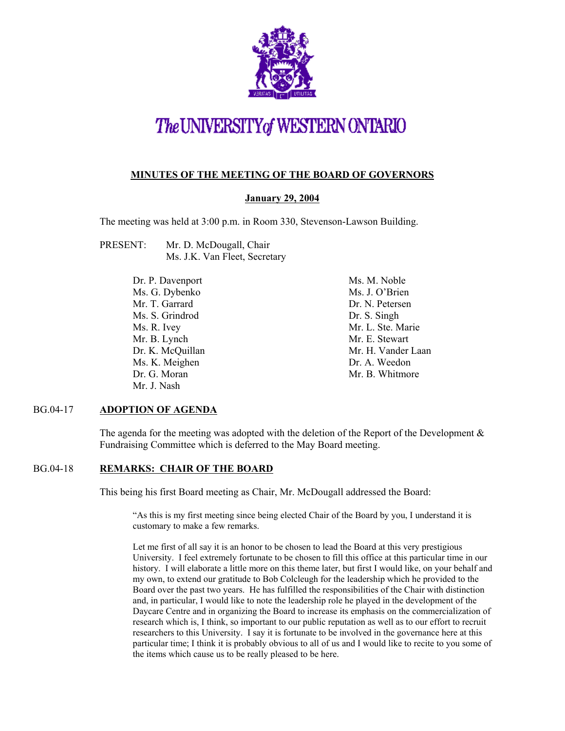# The UNIVERSITY of WESTERN ONTARIO

## MINUTES OF THE MEETING OF THE BOARD OF GOVERNORS

**January 29, 2004**

The meeting was held at 3:00 p.m. in Room 330, Stevenson-Lawson Building.

PRESENT: Mr. D. McDougall, Chair
Ms. J.K. Van Fleet, Secretary

Dr. P. Davenport
Ms. G. Dybenko
Mr. T. Garrard
Ms. S. Grindrod
Ms. R. Ivey
Mr. B. Lynch
Dr. K. McQuillan
Ms. K. Meighen
Dr. G. Moran
Mr. J. Nash
Ms. M. Noble
Ms. J. O'Brien
Dr. N. Petersen
Dr. S. Singh
Mr. L. Ste. Marie
Mr. E. Stewart
Mr. H. Vander Laan
Dr. A. Weedon
Mr. B. Whitmore

### BG.04-17 ADOPTION OF AGENDA

The agenda for the meeting was adopted with the deletion of the Report of the Development & Fundraising Committee which is deferred to the May Board meeting.

### BG.04-18 REMARKS: CHAIR OF THE BOARD

This being his first Board meeting as Chair, Mr. McDougall addressed the Board:

"As this is my first meeting since being elected Chair of the Board by you, I understand it is customary to make a few remarks.

Let me first of all say it is an honor to be chosen to lead the Board at this very prestigious University. I feel extremely fortunate to be chosen to fill this office at this particular time in our history. I will elaborate a little more on this theme later, but first I would like, on your behalf and my own, to extend our gratitude to Bob Colcleugh for the leadership which he provided to the Board over the past two years. He has fulfilled the responsibilities of the Chair with distinction and, in particular, I would like to note the leadership role he played in the development of the Daycare Centre and in organizing the Board to increase its emphasis on the commercialization of research which is, I think, so important to our public reputation as well as to our effort to recruit researchers to this University. I say it is fortunate to be involved in the governance here at this particular time; I think it is probably obvious to all of us and I would like to recite to you some of the items which cause us to be really pleased to be here.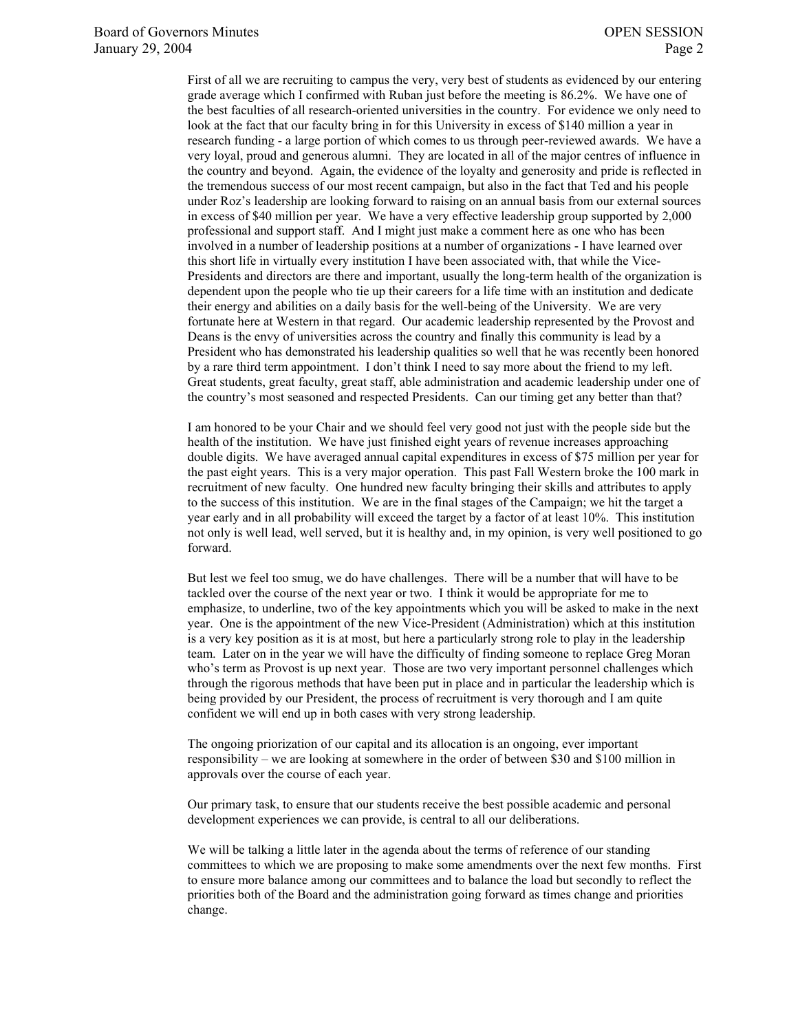First of all we are recruiting to campus the very, very best of students as evidenced by our entering grade average which I confirmed with Ruban just before the meeting is 86.2%. We have one of the best faculties of all research-oriented universities in the country. For evidence we only need to look at the fact that our faculty bring in for this University in excess of $140 million a year in research funding - a large portion of which comes to us through peer-reviewed awards. We have a very loyal, proud and generous alumni. They are located in all of the major centres of influence in the country and beyond. Again, the evidence of the loyalty and generosity and pride is reflected in the tremendous success of our most recent campaign, but also in the fact that Ted and his people under Roz's leadership are looking forward to raising on an annual basis from our external sources in excess of $40 million per year. We have a very effective leadership group supported by 2,000 professional and support staff. And I might just make a comment here as one who has been involved in a number of leadership positions at a number of organizations - I have learned over this short life in virtually every institution I have been associated with, that while the Vice-Presidents and directors are there and important, usually the long-term health of the organization is dependent upon the people who tie up their careers for a life time with an institution and dedicate their energy and abilities on a daily basis for the well-being of the University. We are very fortunate here at Western in that regard. Our academic leadership represented by the Provost and Deans is the envy of universities across the country and finally this community is lead by a President who has demonstrated his leadership qualities so well that he was recently been honored by a rare third term appointment. I don't think I need to say more about the friend to my left. Great students, great faculty, great staff, able administration and academic leadership under one of the country's most seasoned and respected Presidents. Can our timing get any better than that?

I am honored to be your Chair and we should feel very good not just with the people side but the health of the institution. We have just finished eight years of revenue increases approaching double digits. We have averaged annual capital expenditures in excess of $75 million per year for the past eight years. This is a very major operation. This past Fall Western broke the 100 mark in recruitment of new faculty. One hundred new faculty bringing their skills and attributes to apply to the success of this institution. We are in the final stages of the Campaign; we hit the target a year early and in all probability will exceed the target by a factor of at least 10%. This institution not only is well lead, well served, but it is healthy and, in my opinion, is very well positioned to go forward.

But lest we feel too smug, we do have challenges. There will be a number that will have to be tackled over the course of the next year or two. I think it would be appropriate for me to emphasize, to underline, two of the key appointments which you will be asked to make in the next year. One is the appointment of the new Vice-President (Administration) which at this institution is a very key position as it is at most, but here a particularly strong role to play in the leadership team. Later on in the year we will have the difficulty of finding someone to replace Greg Moran who's term as Provost is up next year. Those are two very important personnel challenges which through the rigorous methods that have been put in place and in particular the leadership which is being provided by our President, the process of recruitment is very thorough and I am quite confident we will end up in both cases with very strong leadership.

The ongoing priorization of our capital and its allocation is an ongoing, ever important responsibility – we are looking at somewhere in the order of between $30 and $100 million in approvals over the course of each year.

Our primary task, to ensure that our students receive the best possible academic and personal development experiences we can provide, is central to all our deliberations.

We will be talking a little later in the agenda about the terms of reference of our standing committees to which we are proposing to make some amendments over the next few months. First to ensure more balance among our committees and to balance the load but secondly to reflect the priorities both of the Board and the administration going forward as times change and priorities change.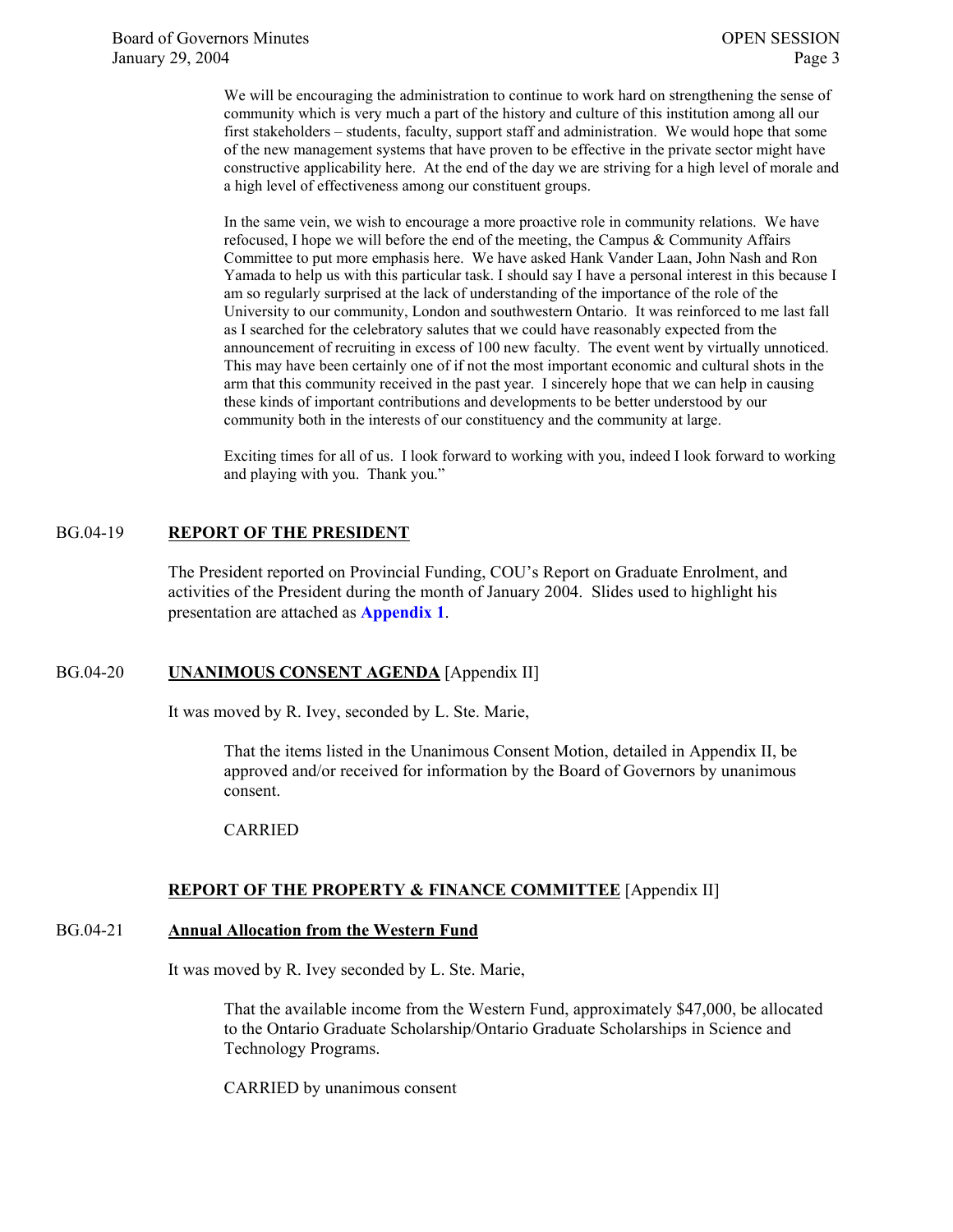We will be encouraging the administration to continue to work hard on strengthening the sense of community which is very much a part of the history and culture of this institution among all our first stakeholders – students, faculty, support staff and administration. We would hope that some of the new management systems that have proven to be effective in the private sector might have constructive applicability here. At the end of the day we are striving for a high level of morale and a high level of effectiveness among our constituent groups.

In the same vein, we wish to encourage a more proactive role in community relations. We have refocused, I hope we will before the end of the meeting, the Campus & Community Affairs Committee to put more emphasis here. We have asked Hank Vander Laan, John Nash and Ron Yamada to help us with this particular task. I should say I have a personal interest in this because I am so regularly surprised at the lack of understanding of the importance of the role of the University to our community, London and southwestern Ontario. It was reinforced to me last fall as I searched for the celebratory salutes that we could have reasonably expected from the announcement of recruiting in excess of 100 new faculty. The event went by virtually unnoticed. This may have been certainly one of if not the most important economic and cultural shots in the arm that this community received in the past year. I sincerely hope that we can help in causing these kinds of important contributions and developments to be better understood by our community both in the interests of our constituency and the community at large.

Exciting times for all of us. I look forward to working with you, indeed I look forward to working and playing with you. Thank you."

## BG.04-19 **REPORT OF THE PRESIDENT**

The President reported on Provincial Funding, COU's Report on Graduate Enrolment, and activities of the President during the month of January 2004. Slides used to highlight his presentation are attached as **Appendix 1**.

## BG.04-20 **UNANIMOUS CONSENT AGENDA** [Appendix II]

It was moved by R. Ivey, seconded by L. Ste. Marie,

> That the items listed in the Unanimous Consent Motion, detailed in Appendix II, be approved and/or received for information by the Board of Governors by unanimous consent.
>
> CARRIED

## **REPORT OF THE PROPERTY & FINANCE COMMITTEE** [Appendix II]

### BG.04-21 **Annual Allocation from the Western Fund**

It was moved by R. Ivey seconded by L. Ste. Marie,

> That the available income from the Western Fund, approximately $47,000, be allocated to the Ontario Graduate Scholarship/Ontario Graduate Scholarships in Science and Technology Programs.
>
> CARRIED by unanimous consent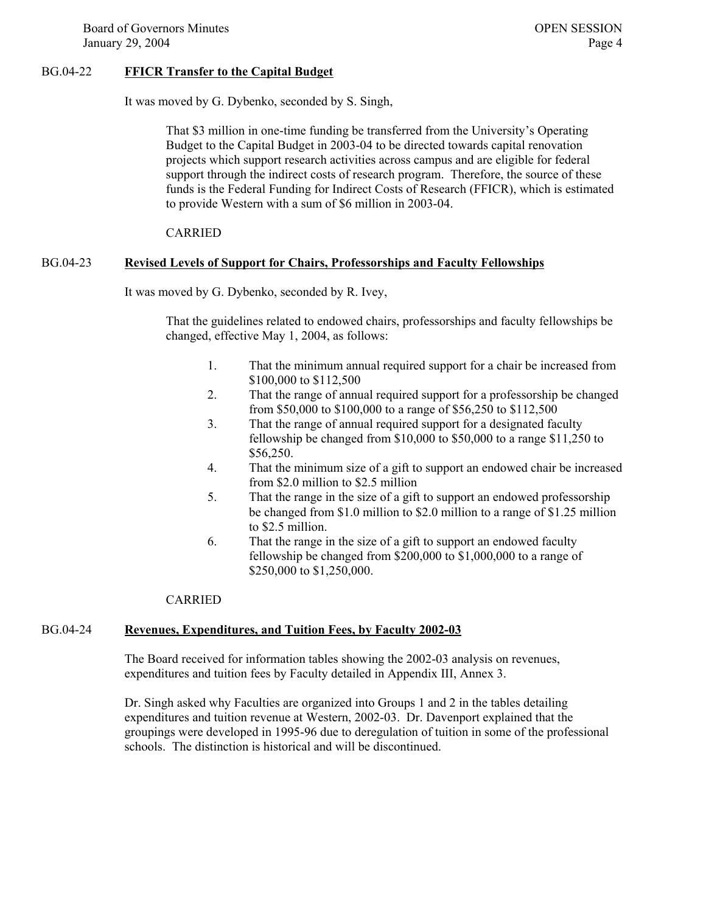### BG.04-22 **FFICR Transfer to the Capital Budget**

It was moved by G. Dybenko, seconded by S. Singh,

> That \$3 million in one-time funding be transferred from the University's Operating Budget to the Capital Budget in 2003-04 to be directed towards capital renovation projects which support research activities across campus and are eligible for federal support through the indirect costs of research program. Therefore, the source of these funds is the Federal Funding for Indirect Costs of Research (FFICR), which is estimated to provide Western with a sum of \$6 million in 2003-04.
>
> CARRIED

### BG.04-23 **Revised Levels of Support for Chairs, Professorships and Faculty Fellowships**

It was moved by G. Dybenko, seconded by R. Ivey,

> That the guidelines related to endowed chairs, professorships and faculty fellowships be changed, effective May 1, 2004, as follows:
>
> 1. That the minimum annual required support for a chair be increased from \$100,000 to \$112,500
> 2. That the range of annual required support for a professorship be changed from \$50,000 to \$100,000 to a range of \$56,250 to \$112,500
> 3. That the range of annual required support for a designated faculty fellowship be changed from \$10,000 to \$50,000 to a range \$11,250 to \$56,250.
> 4. That the minimum size of a gift to support an endowed chair be increased from \$2.0 million to \$2.5 million
> 5. That the range in the size of a gift to support an endowed professorship be changed from \$1.0 million to \$2.0 million to a range of \$1.25 million to \$2.5 million.
> 6. That the range in the size of a gift to support an endowed faculty fellowship be changed from \$200,000 to \$1,000,000 to a range of \$250,000 to \$1,250,000.
>
> CARRIED

### BG.04-24 **Revenues, Expenditures, and Tuition Fees, by Faculty 2002-03**

The Board received for information tables showing the 2002-03 analysis on revenues, expenditures and tuition fees by Faculty detailed in Appendix III, Annex 3.

Dr. Singh asked why Faculties are organized into Groups 1 and 2 in the tables detailing expenditures and tuition revenue at Western, 2002-03. Dr. Davenport explained that the groupings were developed in 1995-96 due to deregulation of tuition in some of the professional schools. The distinction is historical and will be discontinued.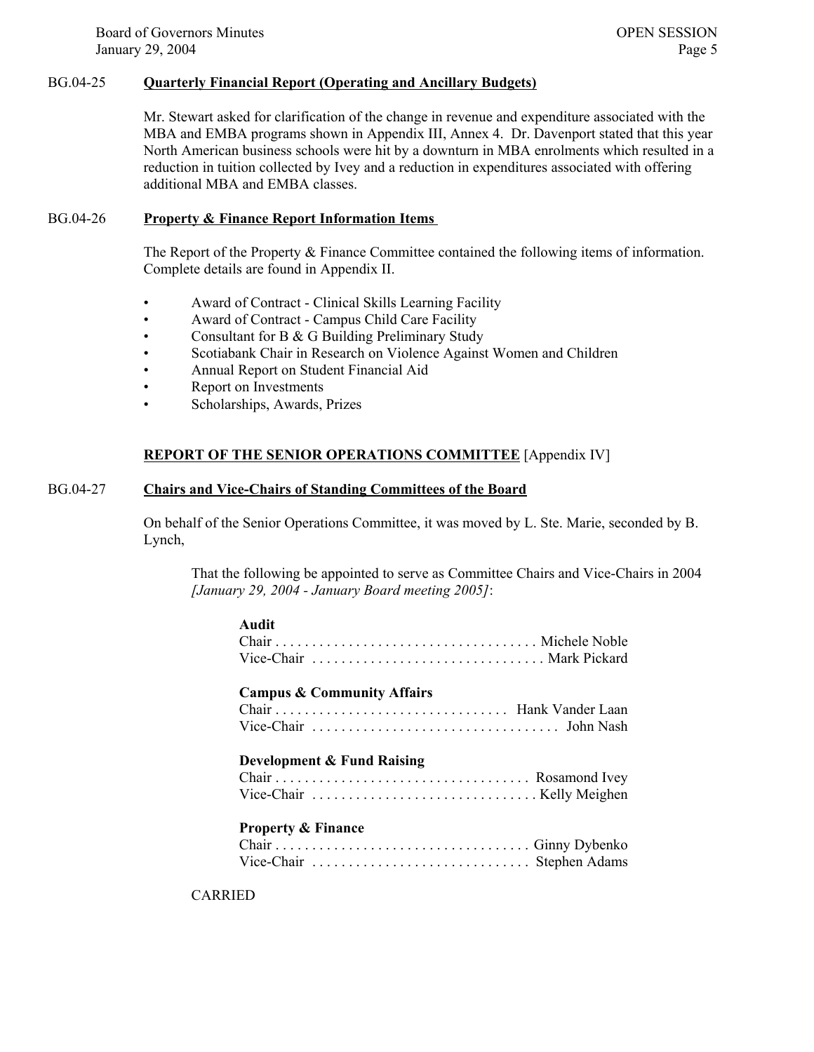BG.04-25 **Quarterly Financial Report (Operating and Ancillary Budgets)**

Mr. Stewart asked for clarification of the change in revenue and expenditure associated with the MBA and EMBA programs shown in Appendix III, Annex 4. Dr. Davenport stated that this year North American business schools were hit by a downturn in MBA enrolments which resulted in a reduction in tuition collected by Ivey and a reduction in expenditures associated with offering additional MBA and EMBA classes.

BG.04-26 **Property & Finance Report Information Items**

The Report of the Property & Finance Committee contained the following items of information. Complete details are found in Appendix II.

- Award of Contract - Clinical Skills Learning Facility
- Award of Contract - Campus Child Care Facility
- Consultant for B & G Building Preliminary Study
- Scotiabank Chair in Research on Violence Against Women and Children
- Annual Report on Student Financial Aid
- Report on Investments
- Scholarships, Awards, Prizes

## REPORT OF THE SENIOR OPERATIONS COMMITTEE [Appendix IV]

BG.04-27 **Chairs and Vice-Chairs of Standing Committees of the Board**

On behalf of the Senior Operations Committee, it was moved by L. Ste. Marie, seconded by B. Lynch,

> That the following be appointed to serve as Committee Chairs and Vice-Chairs in 2004 *[January 29, 2004 - January Board meeting 2005]*:
>
> **Audit**
> Chair . . . . . . . . . . . . . . . . . . . . . . . . . . . . . . . . . . . Michele Noble
> Vice-Chair . . . . . . . . . . . . . . . . . . . . . . . . . . . . . . . Mark Pickard
>
> **Campus & Community Affairs**
> Chair . . . . . . . . . . . . . . . . . . . . . . . . . . . . . . . Hank Vander Laan
> Vice-Chair . . . . . . . . . . . . . . . . . . . . . . . . . . . . . . . . . John Nash
>
> **Development & Fund Raising**
> Chair . . . . . . . . . . . . . . . . . . . . . . . . . . . . . . . . . . Rosamond Ivey
> Vice-Chair . . . . . . . . . . . . . . . . . . . . . . . . . . . . . . Kelly Meighen
>
> **Property & Finance**
> Chair . . . . . . . . . . . . . . . . . . . . . . . . . . . . . . . . . . Ginny Dybenko
> Vice-Chair . . . . . . . . . . . . . . . . . . . . . . . . . . . . . Stephen Adams

CARRIED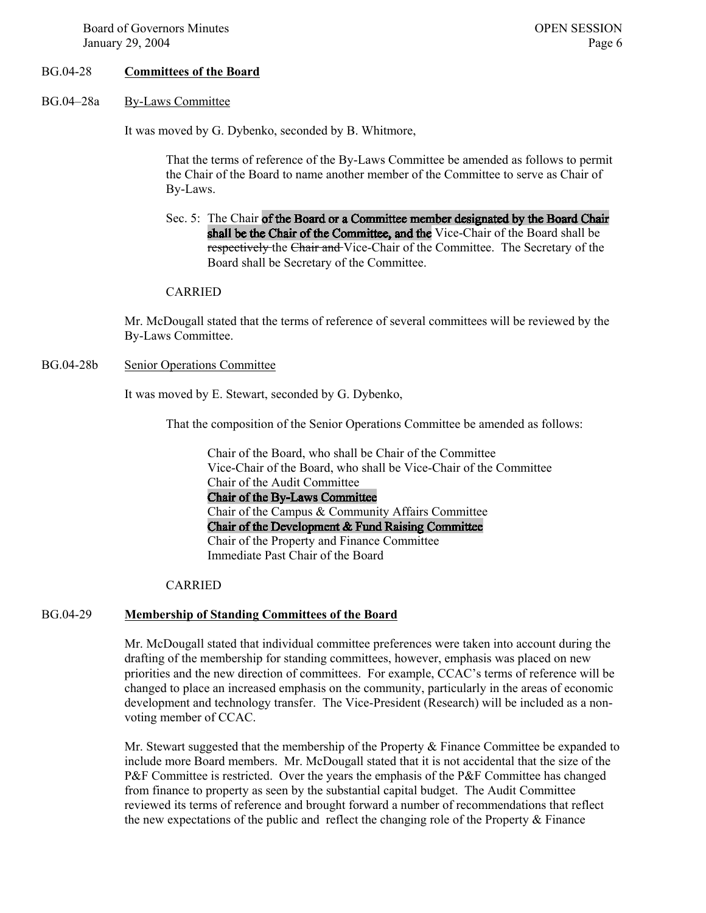## BG.04-28 **Committees of the Board**

### BG.04–28a By-Laws Committee

It was moved by G. Dybenko, seconded by B. Whitmore,

> That the terms of reference of the By-Laws Committee be amended as follows to permit the Chair of the Board to name another member of the Committee to serve as Chair of By-Laws.
>
> Sec. 5: The Chair **of the Board or a Committee member designated by the Board Chair shall be the Chair of the Committee, and the** Vice-Chair of the Board shall be ~~respectively~~ the ~~Chair and~~ Vice-Chair of the Committee. The Secretary of the Board shall be Secretary of the Committee.
>
> CARRIED

Mr. McDougall stated that the terms of reference of several committees will be reviewed by the By-Laws Committee.

### BG.04-28b Senior Operations Committee

It was moved by E. Stewart, seconded by G. Dybenko,

> That the composition of the Senior Operations Committee be amended as follows:
>
> Chair of the Board, who shall be Chair of the Committee
> Vice-Chair of the Board, who shall be Vice-Chair of the Committee
> Chair of the Audit Committee
> **Chair of the By-Laws Committee**
> Chair of the Campus & Community Affairs Committee
> **Chair of the Development & Fund Raising Committee**
> Chair of the Property and Finance Committee
> Immediate Past Chair of the Board
>
> CARRIED

## BG.04-29 **Membership of Standing Committees of the Board**

Mr. McDougall stated that individual committee preferences were taken into account during the drafting of the membership for standing committees, however, emphasis was placed on new priorities and the new direction of committees. For example, CCAC's terms of reference will be changed to place an increased emphasis on the community, particularly in the areas of economic development and technology transfer. The Vice-President (Research) will be included as a non-voting member of CCAC.

Mr. Stewart suggested that the membership of the Property & Finance Committee be expanded to include more Board members. Mr. McDougall stated that it is not accidental that the size of the P&F Committee is restricted. Over the years the emphasis of the P&F Committee has changed from finance to property as seen by the substantial capital budget. The Audit Committee reviewed its terms of reference and brought forward a number of recommendations that reflect the new expectations of the public and reflect the changing role of the Property & Finance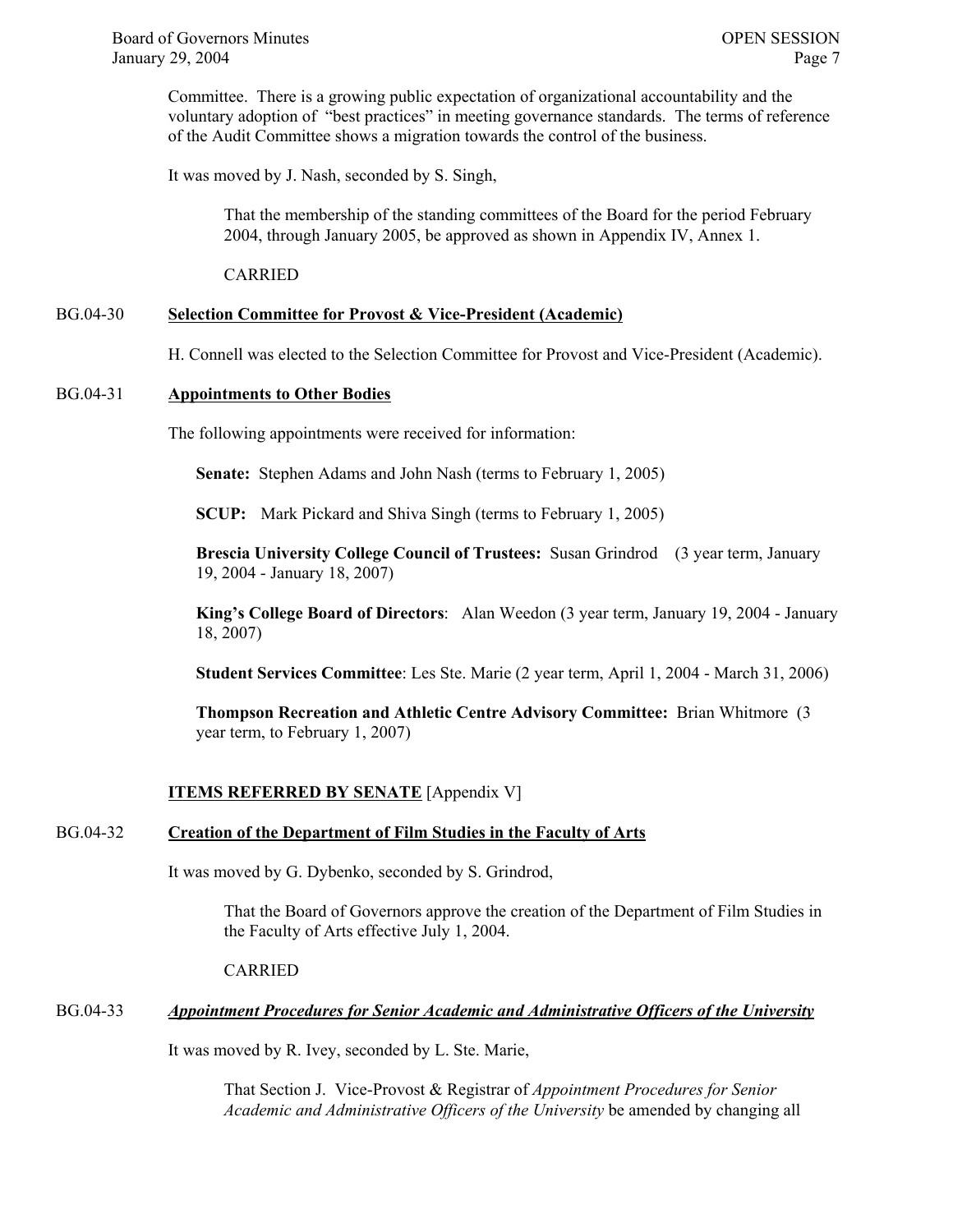Committee. There is a growing public expectation of organizational accountability and the voluntary adoption of "best practices" in meeting governance standards. The terms of reference of the Audit Committee shows a migration towards the control of the business.

It was moved by J. Nash, seconded by S. Singh,

> That the membership of the standing committees of the Board for the period February 2004, through January 2005, be approved as shown in Appendix IV, Annex 1.
>
> CARRIED

BG.04-30 **Selection Committee for Provost & Vice-President (Academic)**

H. Connell was elected to the Selection Committee for Provost and Vice-President (Academic).

BG.04-31 **Appointments to Other Bodies**

The following appointments were received for information:

**Senate:** Stephen Adams and John Nash (terms to February 1, 2005)

**SCUP:** Mark Pickard and Shiva Singh (terms to February 1, 2005)

**Brescia University College Council of Trustees:** Susan Grindrod (3 year term, January 19, 2004 - January 18, 2007)

**King's College Board of Directors**: Alan Weedon (3 year term, January 19, 2004 - January 18, 2007)

**Student Services Committee**: Les Ste. Marie (2 year term, April 1, 2004 - March 31, 2006)

**Thompson Recreation and Athletic Centre Advisory Committee:** Brian Whitmore (3 year term, to February 1, 2007)

**ITEMS REFERRED BY SENATE** [Appendix V]

BG.04-32 **Creation of the Department of Film Studies in the Faculty of Arts**

It was moved by G. Dybenko, seconded by S. Grindrod,

> That the Board of Governors approve the creation of the Department of Film Studies in the Faculty of Arts effective July 1, 2004.
>
> CARRIED

BG.04-33 ***Appointment Procedures for Senior Academic and Administrative Officers of the University***

It was moved by R. Ivey, seconded by L. Ste. Marie,

> That Section J. Vice-Provost & Registrar of *Appointment Procedures for Senior Academic and Administrative Officers of the University* be amended by changing all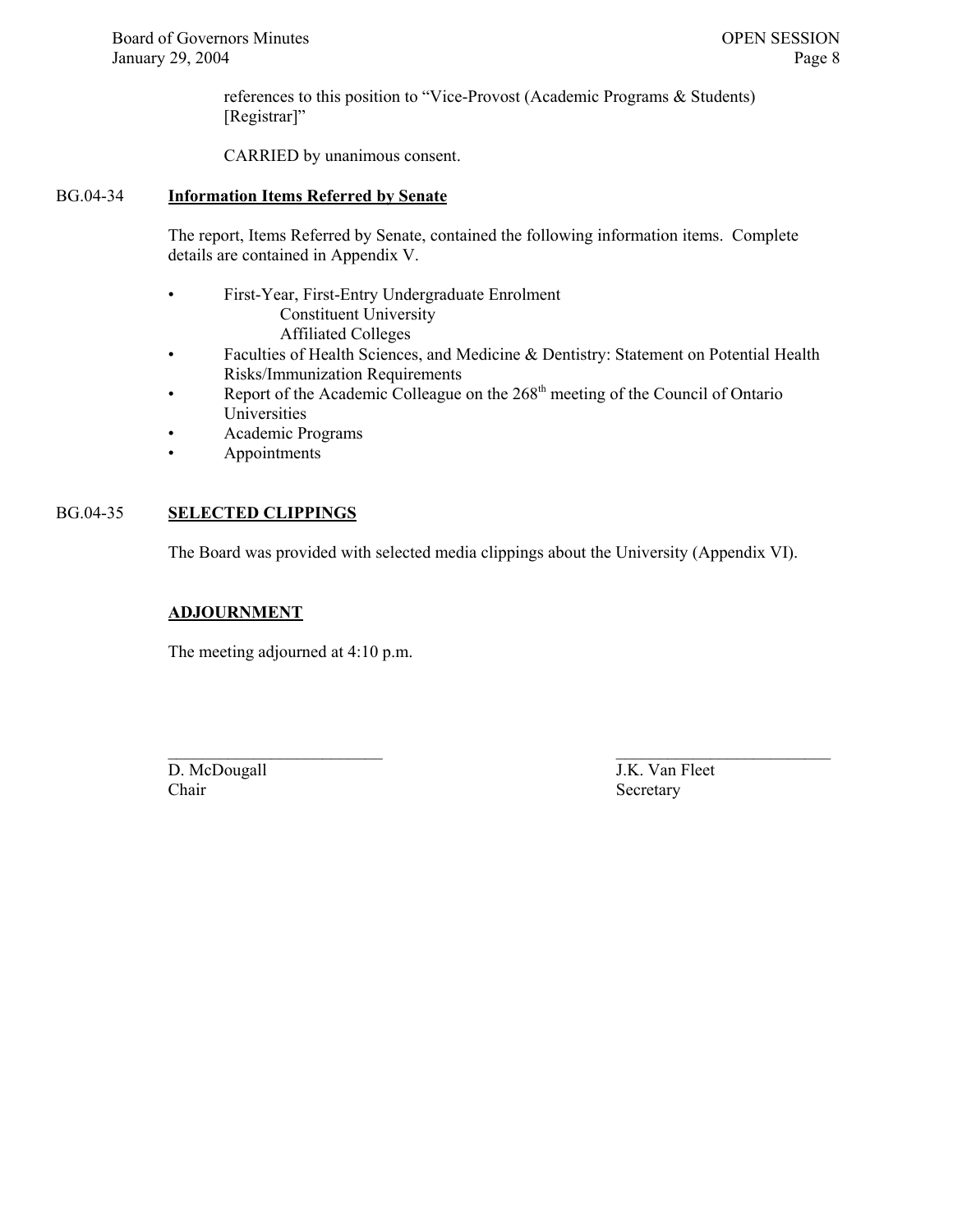references to this position to "Vice-Provost (Academic Programs & Students) [Registrar]"

CARRIED by unanimous consent.

BG.04-34 **Information Items Referred by Senate**

The report, Items Referred by Senate, contained the following information items. Complete details are contained in Appendix V.

- First-Year, First-Entry Undergraduate Enrolment
  - Constituent University
  - Affiliated Colleges
- Faculties of Health Sciences, and Medicine & Dentistry: Statement on Potential Health Risks/Immunization Requirements
- Report of the Academic Colleague on the 268th meeting of the Council of Ontario Universities
- Academic Programs
- Appointments

BG.04-35 **SELECTED CLIPPINGS**

The Board was provided with selected media clippings about the University (Appendix VI).

**ADJOURNMENT**

The meeting adjourned at 4:10 p.m.

\_\_\_\_\_\_\_\_\_\_\_\_\_\_\_\_\_\_\_\_\_\_\_\_\_\_
D. McDougall
Chair

\_\_\_\_\_\_\_\_\_\_\_\_\_\_\_\_\_\_\_\_\_\_\_\_\_\_
J.K. Van Fleet
Secretary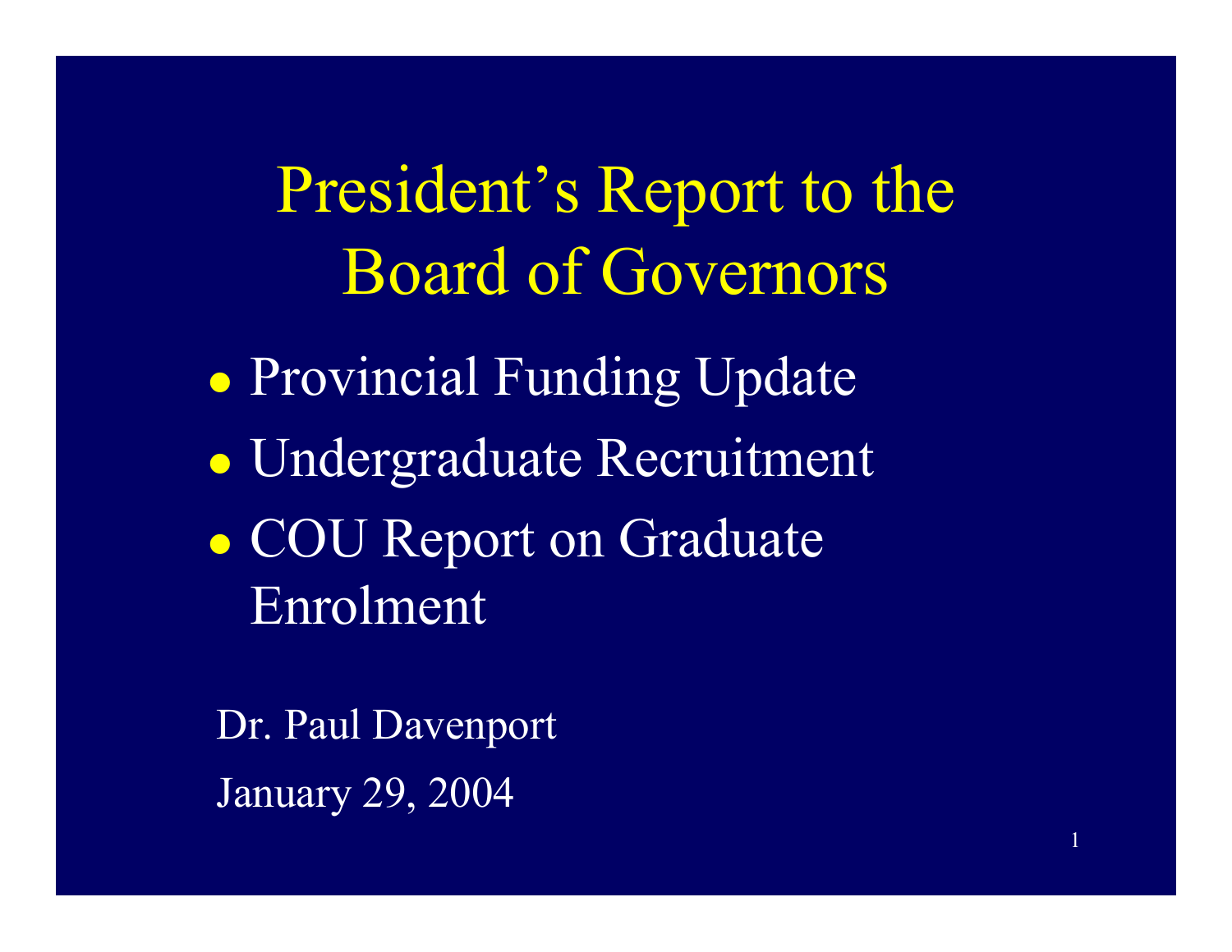# President's Report to the Board of Governors

- Provincial Funding Update
- Undergraduate Recruitment
- COU Report on Graduate Enrolment

Dr. Paul Davenport

January 29, 2004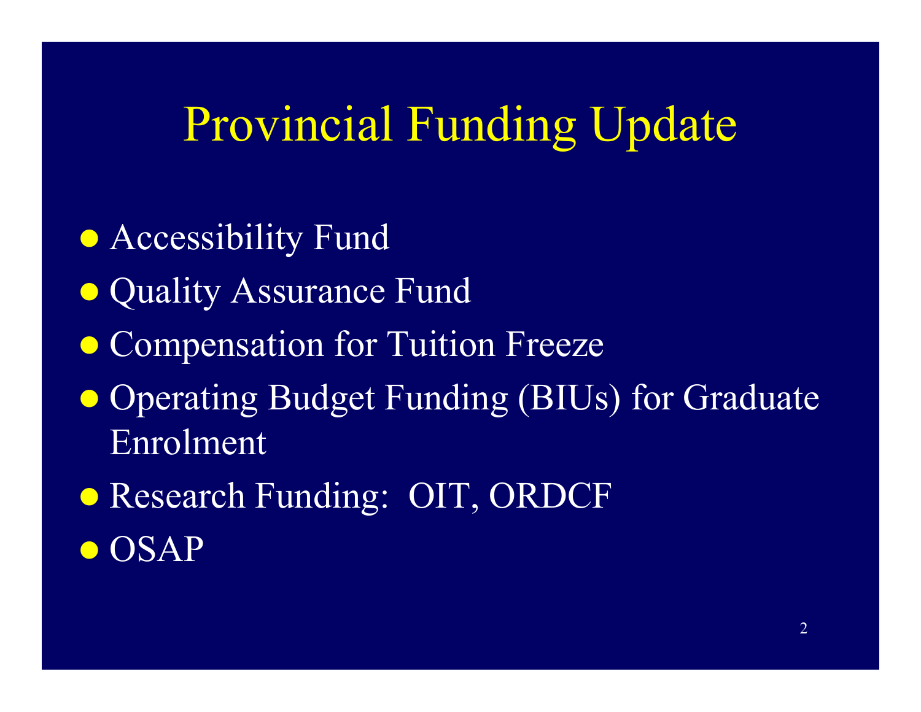# Provincial Funding Update

- Accessibility Fund
- Quality Assurance Fund
- Compensation for Tuition Freeze
- Operating Budget Funding (BIUs) for Graduate Enrolment
- Research Funding:  OIT, ORDCF
- OSAP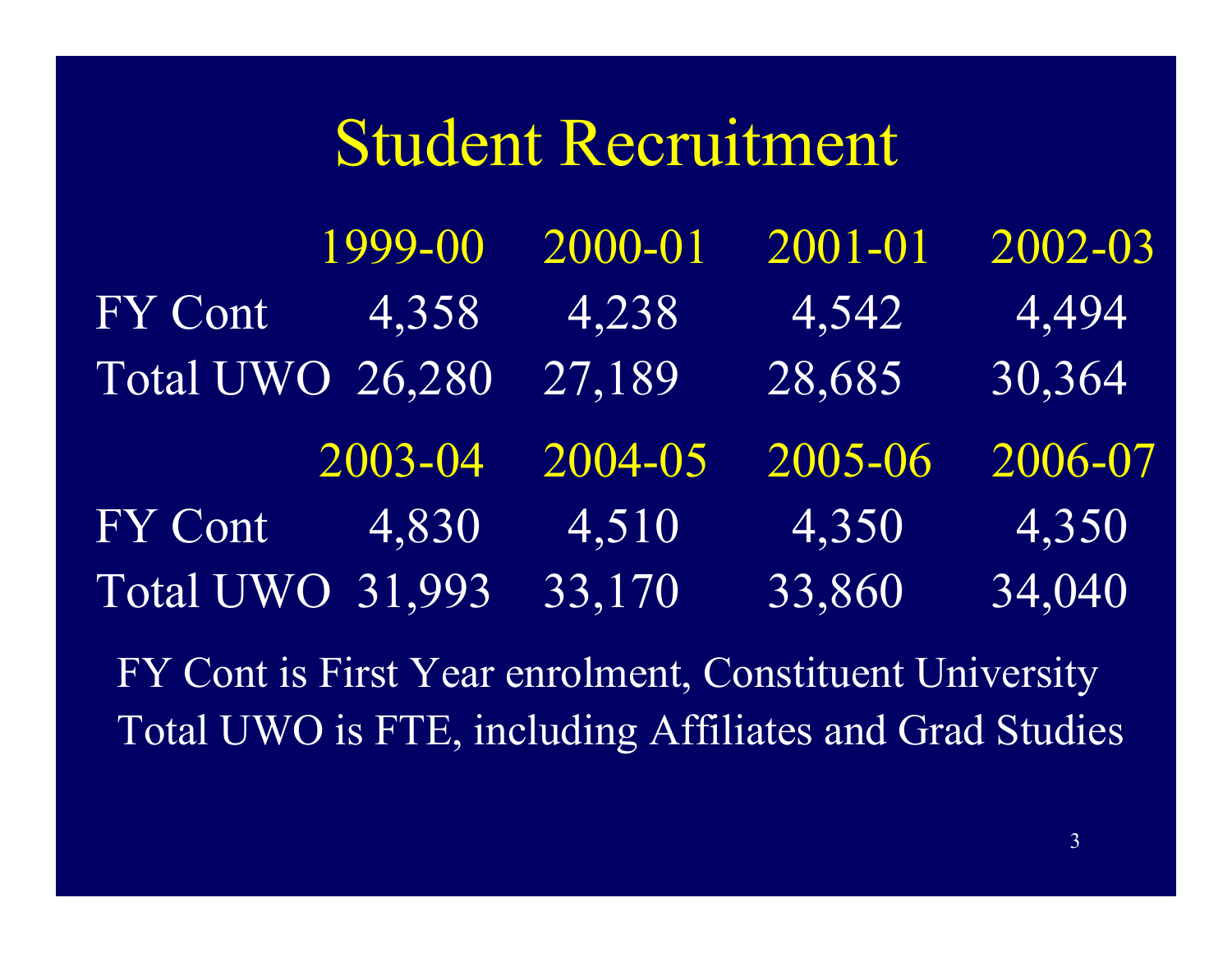# Student Recruitment

| | 1999-00 | 2000-01 | 2001-01 | 2002-03 |
|---|---|---|---|---|
| FY Cont | 4,358 | 4,238 | 4,542 | 4,494 |
| Total UWO | 26,280 | 27,189 | 28,685 | 30,364 |
| | **2003-04** | **2004-05** | **2005-06** | **2006-07** |
| FY Cont | 4,830 | 4,510 | 4,350 | 4,350 |
| Total UWO | 31,993 | 33,170 | 33,860 | 34,040 |

FY Cont is First Year enrolment, Constituent University

Total UWO is FTE, including Affiliates and Grad Studies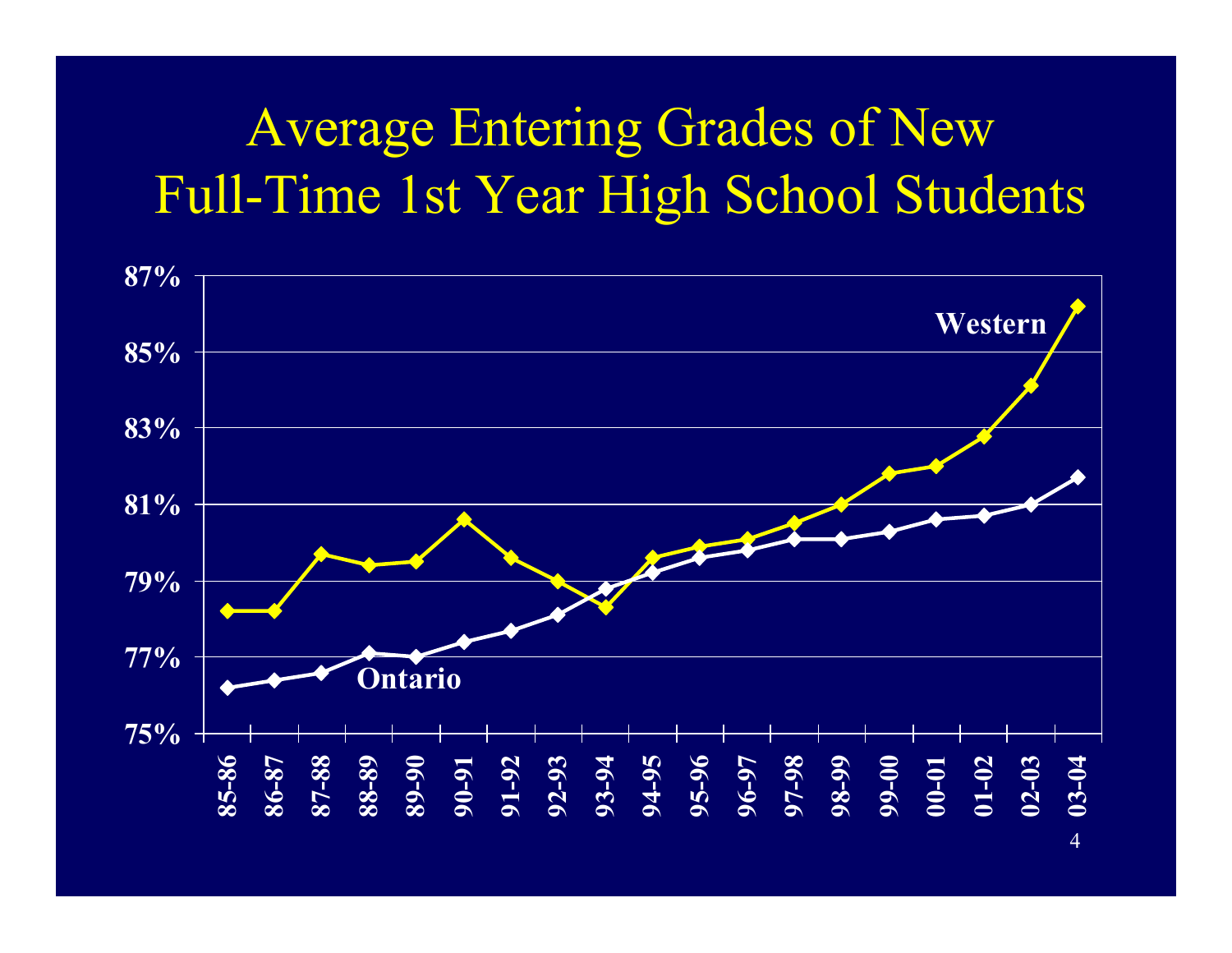# Average Entering Grades of New Full-Time 1st Year High School Students

87%
85%
83%
81%
79%
77%
75%

Western

Ontario

85-86 86-87 87-88 88-89 89-90 90-91 91-92 92-93 93-94 94-95 95-96 96-97 97-98 98-99 99-00 00-01 01-02 02-03 03-04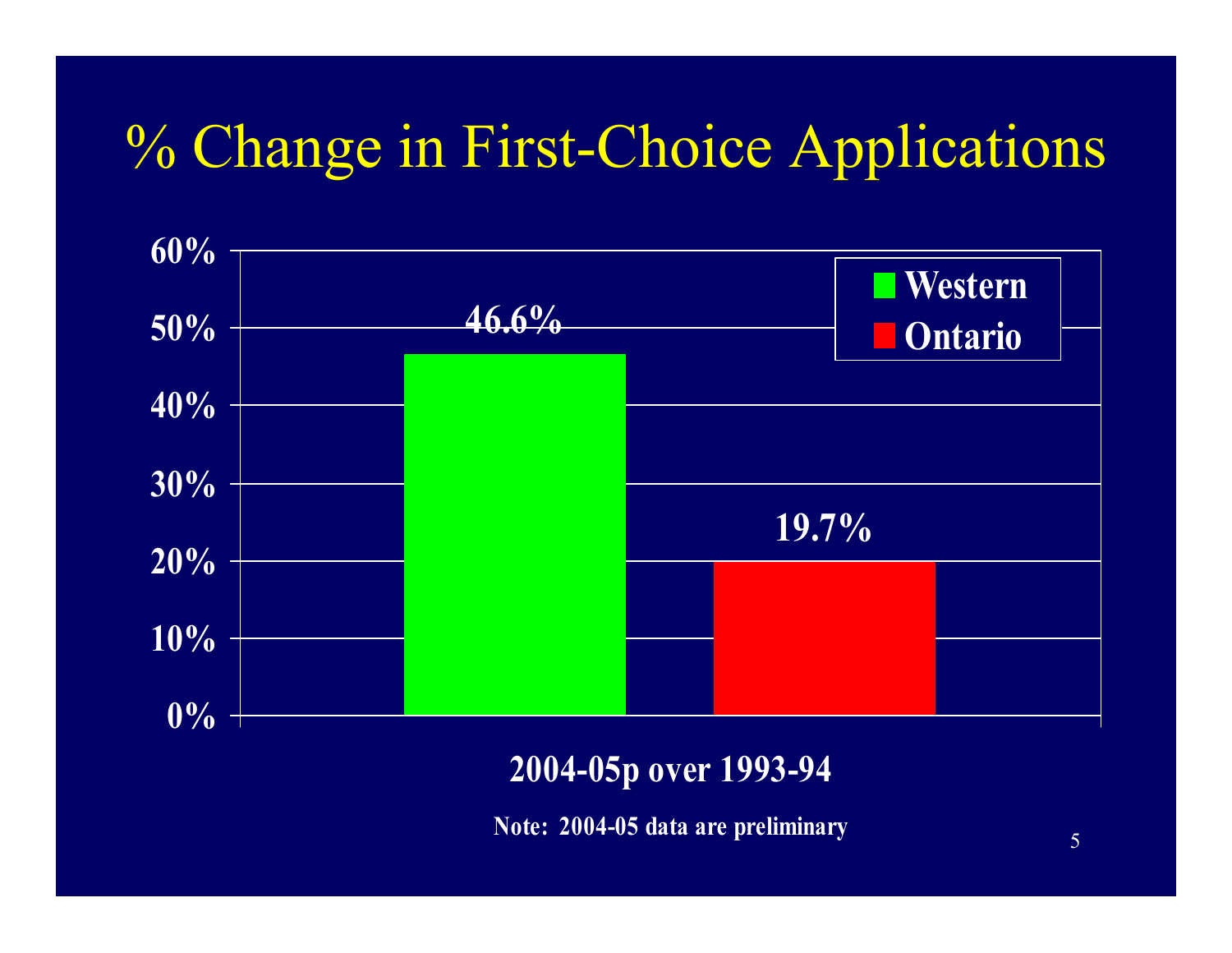# % Change in First-Choice Applications

| | Western | Ontario |
|---|---|---|
| 2004-05p over 1993-94 | 46.6% | 19.7% |

Note: 2004-05 data are preliminary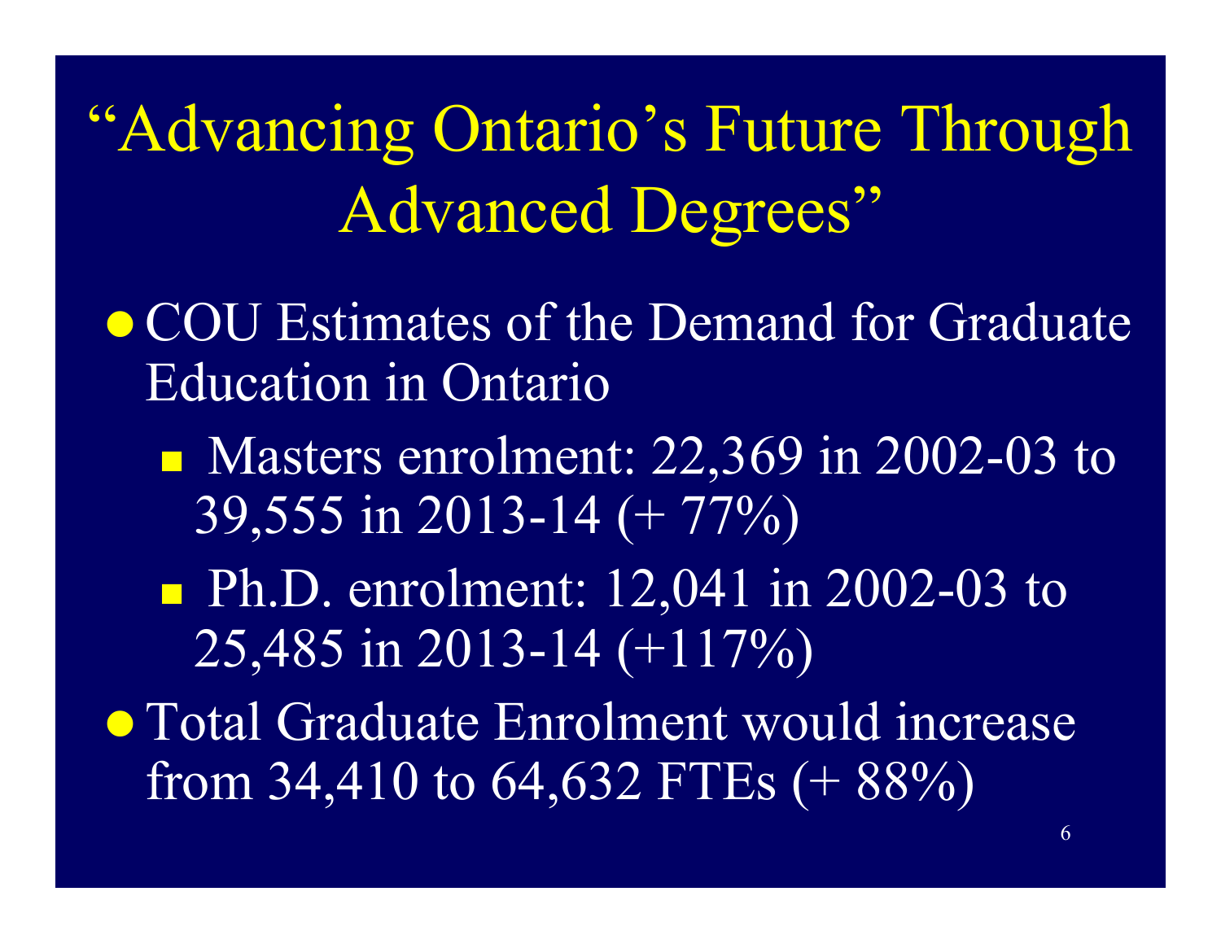# "Advancing Ontario's Future Through Advanced Degrees"

- COU Estimates of the Demand for Graduate Education in Ontario
  - Masters enrolment: 22,369 in 2002-03 to 39,555 in 2013-14 (+ 77%)
  - Ph.D. enrolment: 12,041 in 2002-03 to 25,485 in 2013-14 (+117%)
- Total Graduate Enrolment would increase from 34,410 to 64,632 FTEs (+ 88%)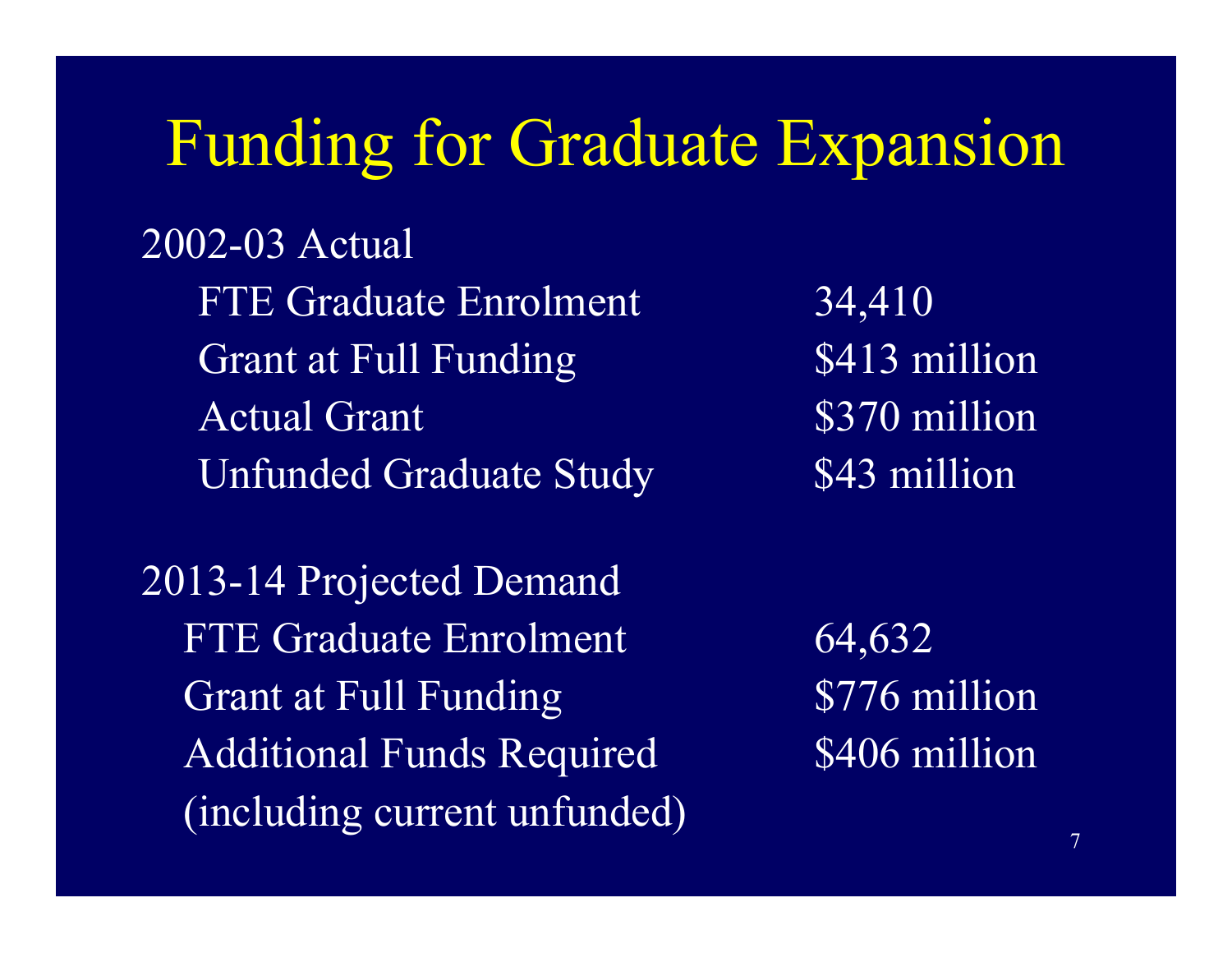# Funding for Graduate Expansion

| 2002-03 Actual | |
| --- | --- |
| FTE Graduate Enrolment | 34,410 |
| Grant at Full Funding | $413 million |
| Actual Grant | $370 million |
| Unfunded Graduate Study | $43 million |

| 2013-14 Projected Demand | |
| --- | --- |
| FTE Graduate Enrolment | 64,632 |
| Grant at Full Funding | $776 million |
| Additional Funds Required (including current unfunded) | $406 million |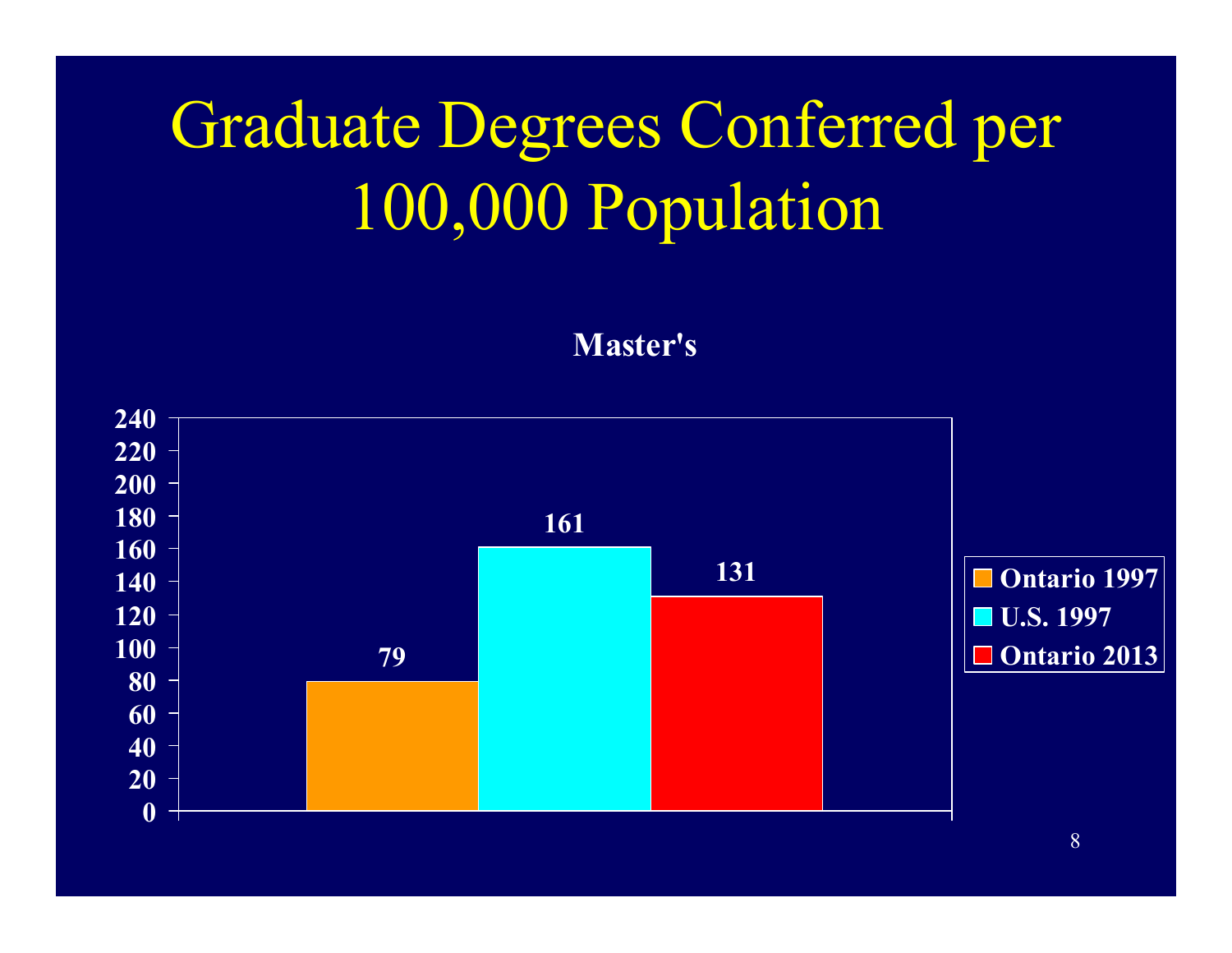# Graduate Degrees Conferred per 100,000 Population

**Master's**

| | Ontario 1997 | U.S. 1997 | Ontario 2013 |
|---|---|---|---|
| Master's | 79 | 161 | 131 |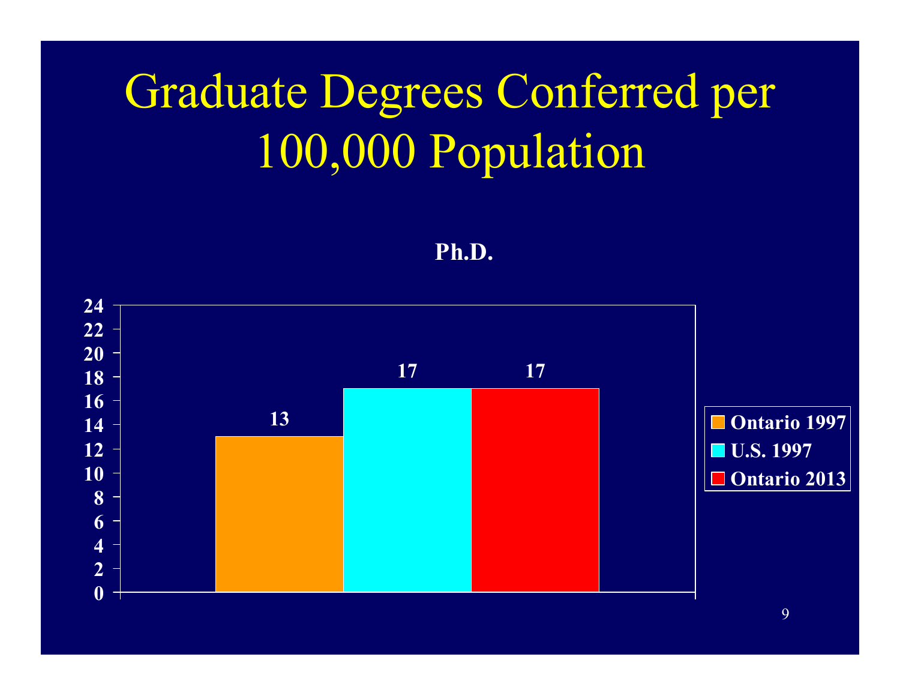# Graduate Degrees Conferred per 100,000 Population

**Ph.D.**

24
22
20
18
16
14
12
10
8
6
4
2
0

13
17
17

Ontario 1997
U.S. 1997
Ontario 2013